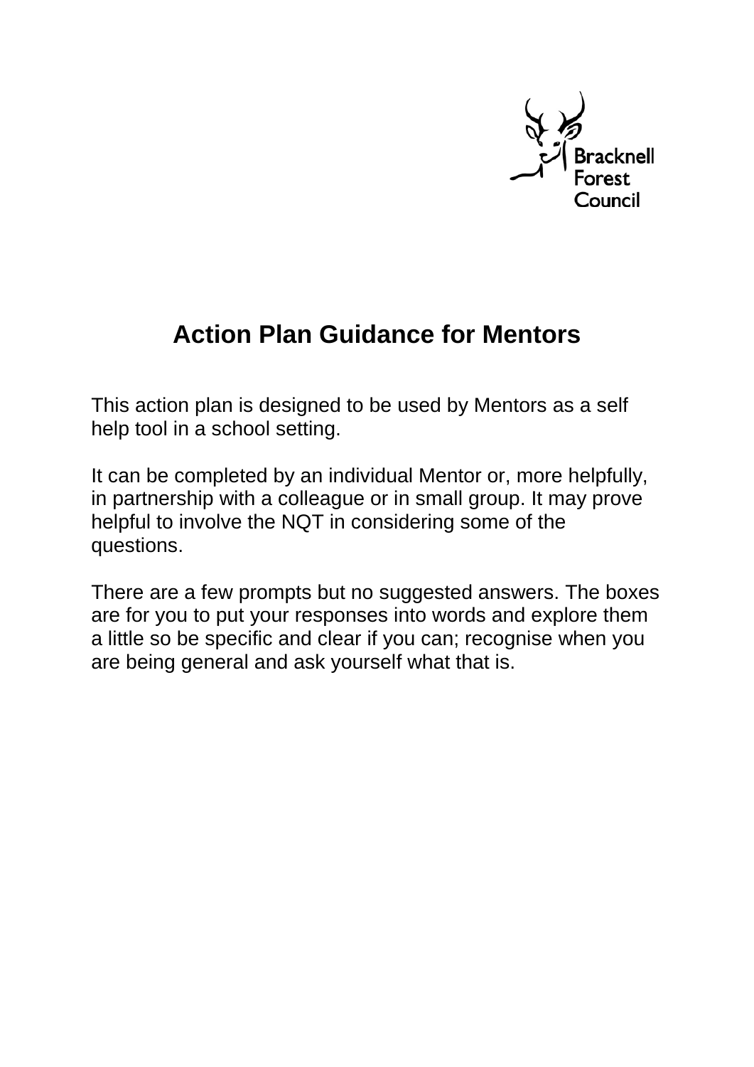Bracknell Forest Council

# Action Plan Guidance for Mentors

This action plan is designed to be used by Mentors as a self help tool in a school setting.

It can be completed by an individual Mentor or, more helpfully, in partnership with a colleague or in small group. It may prove helpful to involve the NQT in considering some of the questions.

There are a few prompts but no suggested answers. The boxes are for you to put your responses into words and explore them a little so be specific and clear if you can; recognise when you are being general and ask yourself what that is.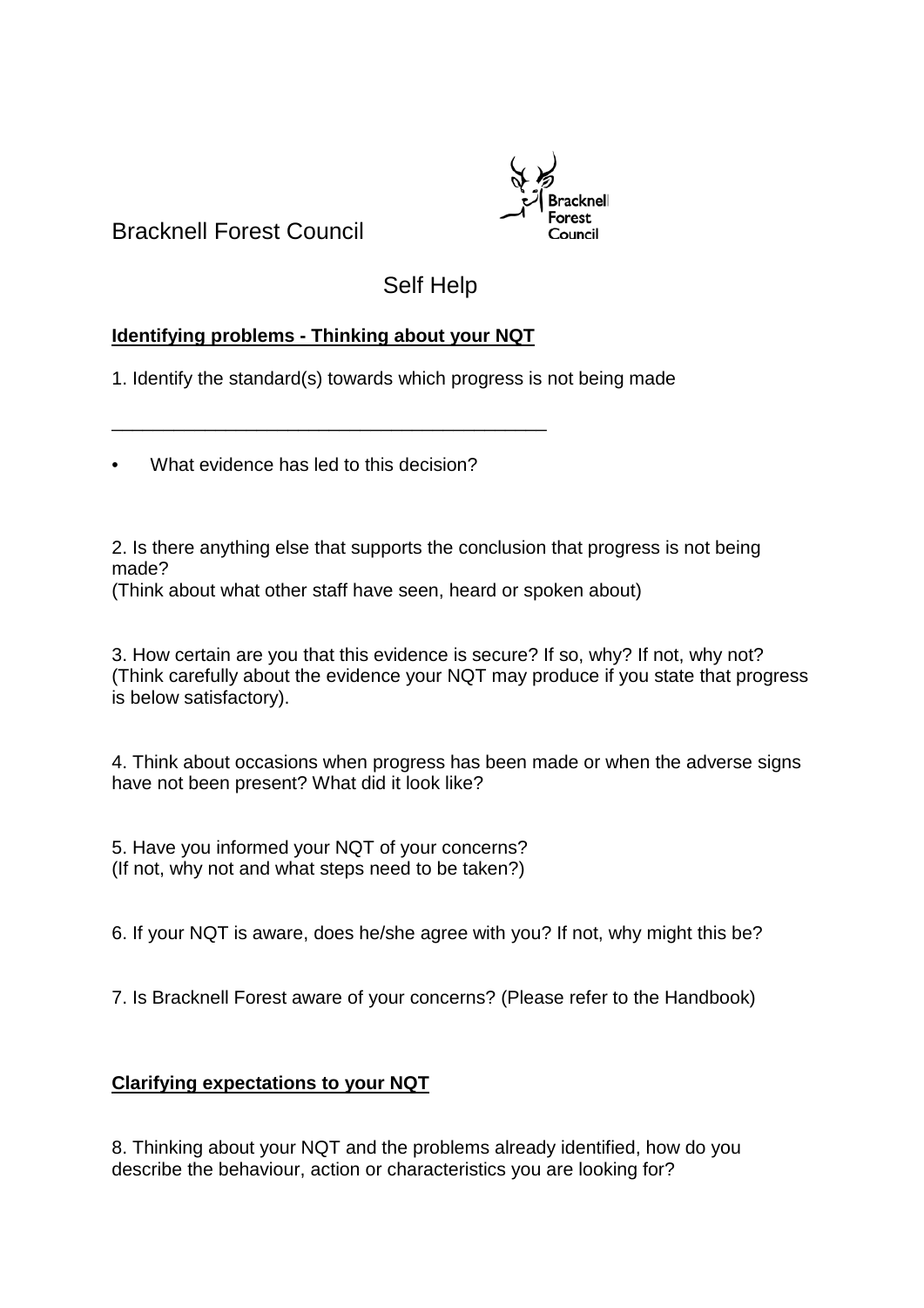Bracknell Forest Council

# Self Help

**Identifying problems - Thinking about your NQT**

1. Identify the standard(s) towards which progress is not being made

___________________________________________

- What evidence has led to this decision?

2. Is there anything else that supports the conclusion that progress is not being made?
(Think about what other staff have seen, heard or spoken about)

3. How certain are you that this evidence is secure? If so, why? If not, why not? (Think carefully about the evidence your NQT may produce if you state that progress is below satisfactory).

4. Think about occasions when progress has been made or when the adverse signs have not been present? What did it look like?

5. Have you informed your NQT of your concerns?
(If not, why not and what steps need to be taken?)

6. If your NQT is aware, does he/she agree with you? If not, why might this be?

7. Is Bracknell Forest aware of your concerns? (Please refer to the Handbook)

**Clarifying expectations to your NQT**

8. Thinking about your NQT and the problems already identified, how do you describe the behaviour, action or characteristics you are looking for?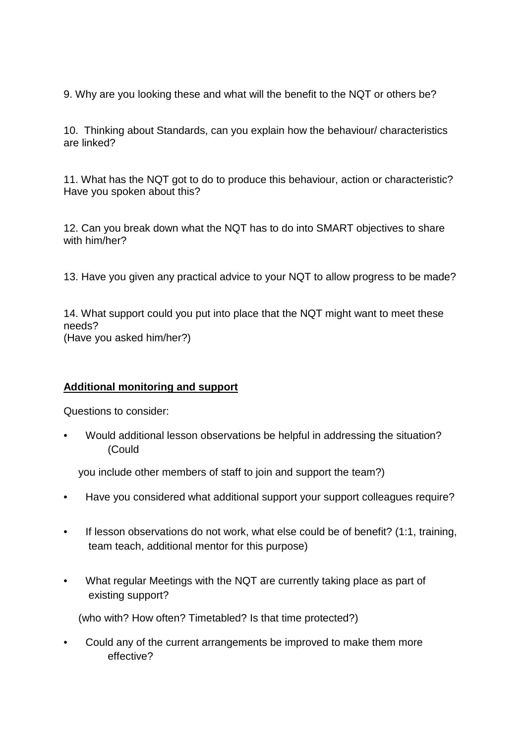9. Why are you looking these and what will the benefit to the NQT or others be?

10. Thinking about Standards, can you explain how the behaviour/ characteristics are linked?

11. What has the NQT got to do to produce this behaviour, action or characteristic? Have you spoken about this?

12. Can you break down what the NQT has to do into SMART objectives to share with him/her?

13. Have you given any practical advice to your NQT to allow progress to be made?

14. What support could you put into place that the NQT might want to meet these needs?
(Have you asked him/her?)

**Additional monitoring and support**

Questions to consider:

- Would additional lesson observations be helpful in addressing the situation? (Could you include other members of staff to join and support the team?)
- Have you considered what additional support your support colleagues require?
- If lesson observations do not work, what else could be of benefit? (1:1, training, team teach, additional mentor for this purpose)
- What regular Meetings with the NQT are currently taking place as part of existing support?

  (who with? How often? Timetabled? Is that time protected?)
- Could any of the current arrangements be improved to make them more effective?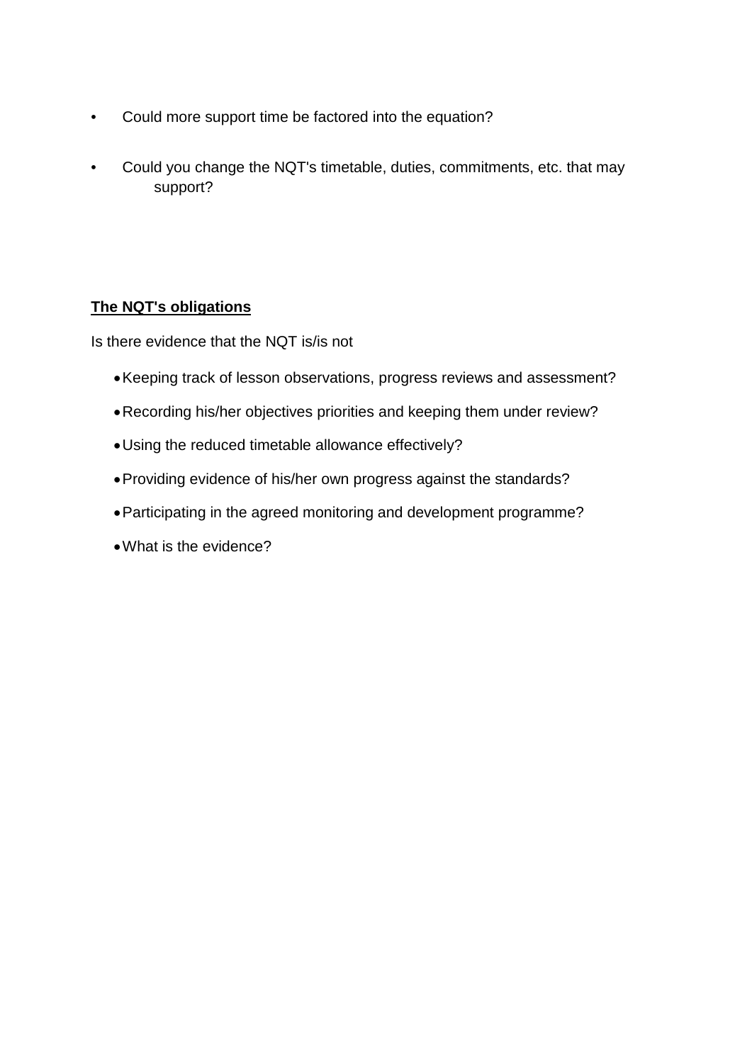- Could more support time be factored into the equation?

- Could you change the NQT's timetable, duties, commitments, etc. that may support?

**The NQT's obligations**

Is there evidence that the NQT is/is not

- Keeping track of lesson observations, progress reviews and assessment?
- Recording his/her objectives priorities and keeping them under review?
- Using the reduced timetable allowance effectively?
- Providing evidence of his/her own progress against the standards?
- Participating in the agreed monitoring and development programme?
- What is the evidence?